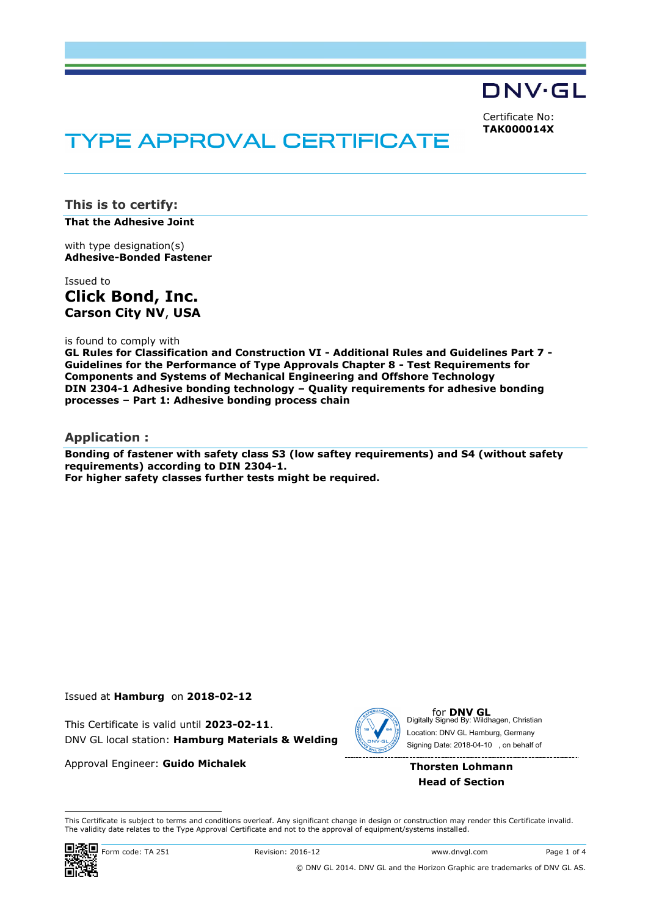DNV·GL

Certificate No:
**TAK000014X**

# TYPE APPROVAL CERTIFICATE

## This is to certify:

**That the Adhesive Joint**

with type designation(s)
**Adhesive-Bonded Fastener**

Issued to
## Click Bond, Inc.
**Carson City NV, USA**

is found to comply with
**GL Rules for Classification and Construction VI - Additional Rules and Guidelines Part 7 - Guidelines for the Performance of Type Approvals Chapter 8 - Test Requirements for Components and Systems of Mechanical Engineering and Offshore Technology**
**DIN 2304-1 Adhesive bonding technology – Quality requirements for adhesive bonding processes – Part 1: Adhesive bonding process chain**

## Application :

**Bonding of fastener with safety class S3 (low saftey requirements) and S4 (without safety requirements) according to DIN 2304-1.**
**For higher safety classes further tests might be required.**

Issued at **Hamburg** on **2018-02-12**

This Certificate is valid until **2023-02-11**.
DNV GL local station: **Hamburg Materials & Welding**

Approval Engineer: **Guido Michalek**

for **DNV GL**
Digitally Signed By: Wildhagen, Christian
Location: DNV GL Hamburg, Germany
Signing Date: 2018-04-10 , on behalf of

**Thorsten Lohmann**
**Head of Section**

This Certificate is subject to terms and conditions overleaf. Any significant change in design or construction may render this Certificate invalid. The validity date relates to the Type Approval Certificate and not to the approval of equipment/systems installed.

Form code: TA 251 Revision: 2016-12 www.dnvgl.com

© DNV GL 2014. DNV GL and the Horizon Graphic are trademarks of DNV GL AS.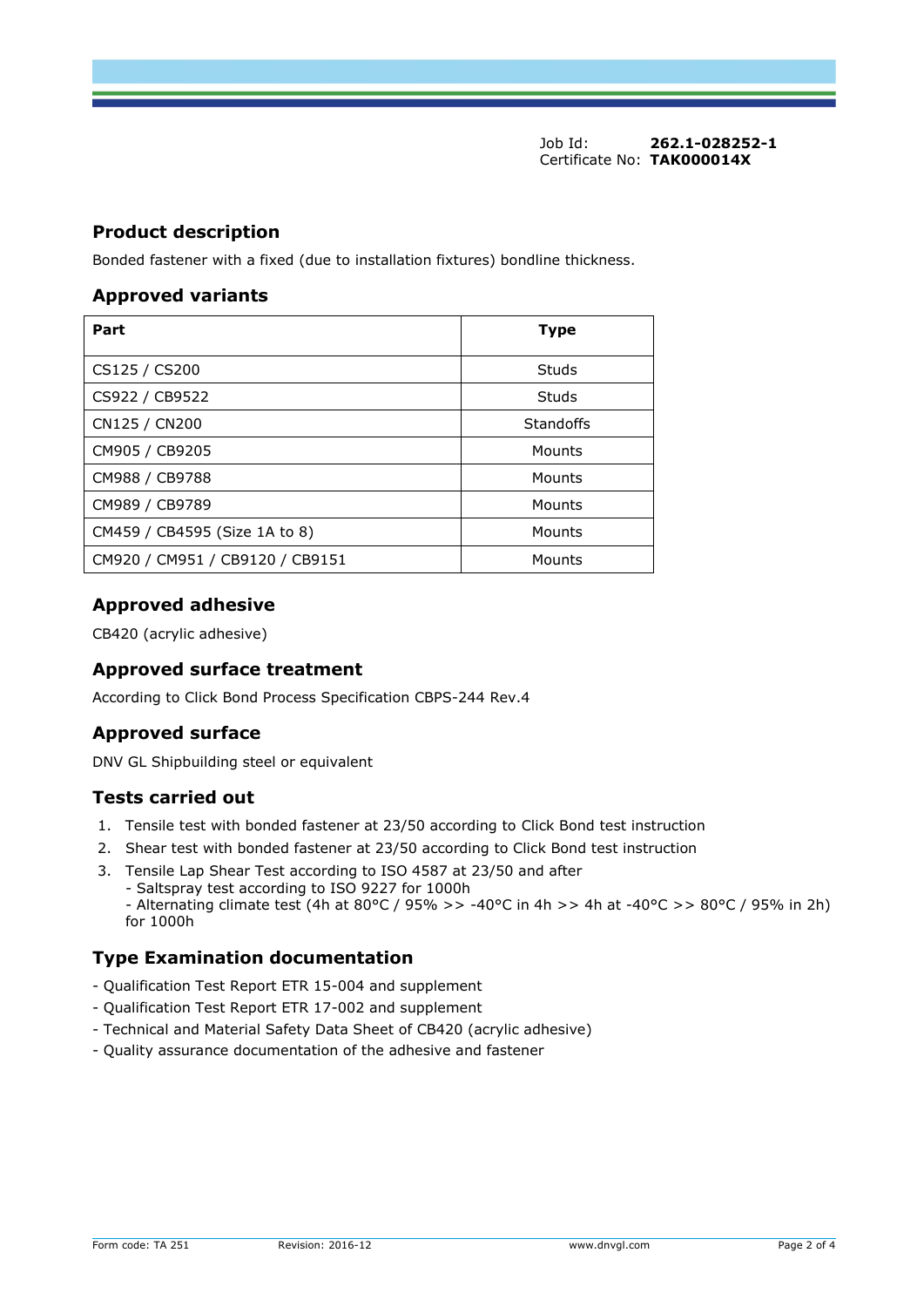Job Id: **262.1-028252-1**
Certificate No: **TAK000014X**

## Product description

Bonded fastener with a fixed (due to installation fixtures) bondline thickness.

## Approved variants

| Part | Type |
|---|---|
| CS125 / CS200 | Studs |
| CS922 / CB9522 | Studs |
| CN125 / CN200 | Standoffs |
| CM905 / CB9205 | Mounts |
| CM988 / CB9788 | Mounts |
| CM989 / CB9789 | Mounts |
| CM459 / CB4595 (Size 1A to 8) | Mounts |
| CM920 / CM951 / CB9120 / CB9151 | Mounts |

## Approved adhesive

CB420 (acrylic adhesive)

## Approved surface treatment

According to Click Bond Process Specification CBPS-244 Rev.4

## Approved surface

DNV GL Shipbuilding steel or equivalent

## Tests carried out

1. Tensile test with bonded fastener at 23/50 according to Click Bond test instruction
2. Shear test with bonded fastener at 23/50 according to Click Bond test instruction
3. Tensile Lap Shear Test according to ISO 4587 at 23/50 and after
   - Saltspray test according to ISO 9227 for 1000h
   - Alternating climate test (4h at 80°C / 95% >> -40°C in 4h >> 4h at -40°C >> 80°C / 95% in 2h) for 1000h

## Type Examination documentation

- Qualification Test Report ETR 15-004 and supplement
- Qualification Test Report ETR 17-002 and supplement
- Technical and Material Safety Data Sheet of CB420 (acrylic adhesive)
- Quality assurance documentation of the adhesive and fastener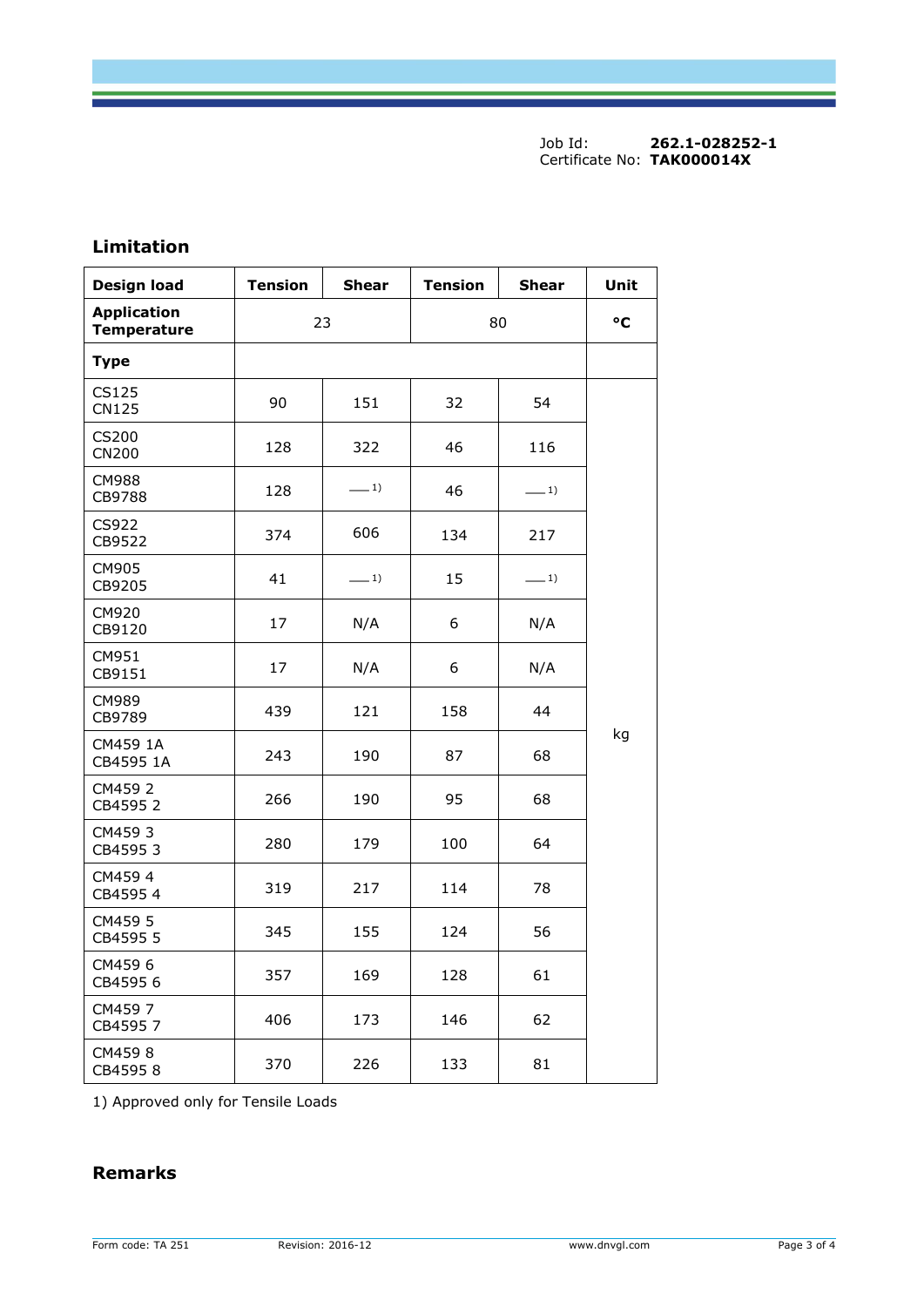Job Id: **262.1-028252-1**
Certificate No: **TAK000014X**

## Limitation

| Design load | Tension | Shear | Tension | Shear | Unit |
|---|---|---|---|---|---|
| Application Temperature | 23 | | 80 | | °C |
| Type | | | | | |
| CS125 CN125 | 90 | 151 | 32 | 54 | kg |
| CS200 CN200 | 128 | 322 | 46 | 116 | kg |
| CM988 CB9788 | 128 | —[1] | 46 | —[1] | kg |
| CS922 CB9522 | 374 | 606 | 134 | 217 | kg |
| CM905 CB9205 | 41 | —[1] | 15 | —[1] | kg |
| CM920 CB9120 | 17 | N/A | 6 | N/A | kg |
| CM951 CB9151 | 17 | N/A | 6 | N/A | kg |
| CM989 CB9789 | 439 | 121 | 158 | 44 | kg |
| CM459 1A CB4595 1A | 243 | 190 | 87 | 68 | kg |
| CM459 2 CB4595 2 | 266 | 190 | 95 | 68 | kg |
| CM459 3 CB4595 3 | 280 | 179 | 100 | 64 | kg |
| CM459 4 CB4595 4 | 319 | 217 | 114 | 78 | kg |
| CM459 5 CB4595 5 | 345 | 155 | 124 | 56 | kg |
| CM459 6 CB4595 6 | 357 | 169 | 128 | 61 | kg |
| CM459 7 CB4595 7 | 406 | 173 | 146 | 62 | kg |
| CM459 8 CB4595 8 | 370 | 226 | 133 | 81 | kg |

1) Approved only for Tensile Loads

## Remarks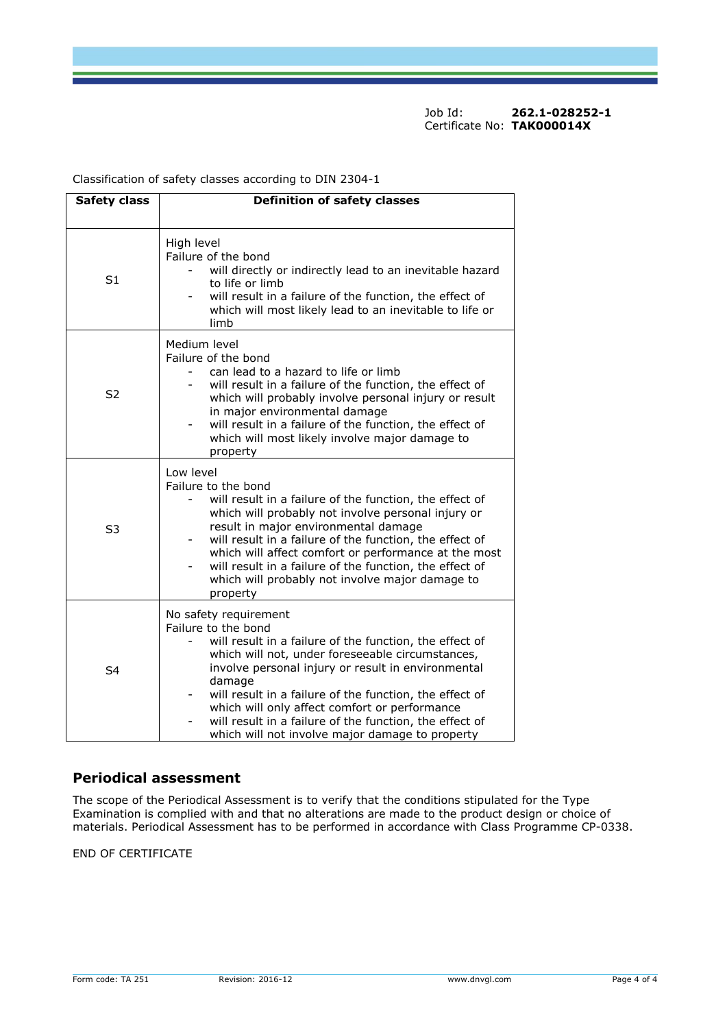Job Id: **262.1-028252-1**
Certificate No: **TAK000014X**

Classification of safety classes according to DIN 2304-1

| Safety class | Definition of safety classes |
|---|---|
| S1 | High level<br>Failure of the bond<br>- will directly or indirectly lead to an inevitable hazard to life or limb<br>- will result in a failure of the function, the effect of which will most likely lead to an inevitable to life or limb |
| S2 | Medium level<br>Failure of the bond<br>- can lead to a hazard to life or limb<br>- will result in a failure of the function, the effect of which will probably involve personal injury or result in major environmental damage<br>- will result in a failure of the function, the effect of which will most likely involve major damage to property |
| S3 | Low level<br>Failure to the bond<br>- will result in a failure of the function, the effect of which will probably not involve personal injury or result in major environmental damage<br>- will result in a failure of the function, the effect of which will affect comfort or performance at the most<br>- will result in a failure of the function, the effect of which will probably not involve major damage to property |
| S4 | No safety requirement<br>Failure to the bond<br>- will result in a failure of the function, the effect of which will not, under foreseeable circumstances, involve personal injury or result in environmental damage<br>- will result in a failure of the function, the effect of which will only affect comfort or performance<br>- will result in a failure of the function, the effect of which will not involve major damage to property |

## Periodical assessment

The scope of the Periodical Assessment is to verify that the conditions stipulated for the Type Examination is complied with and that no alterations are made to the product design or choice of materials. Periodical Assessment has to be performed in accordance with Class Programme CP-0338.

END OF CERTIFICATE